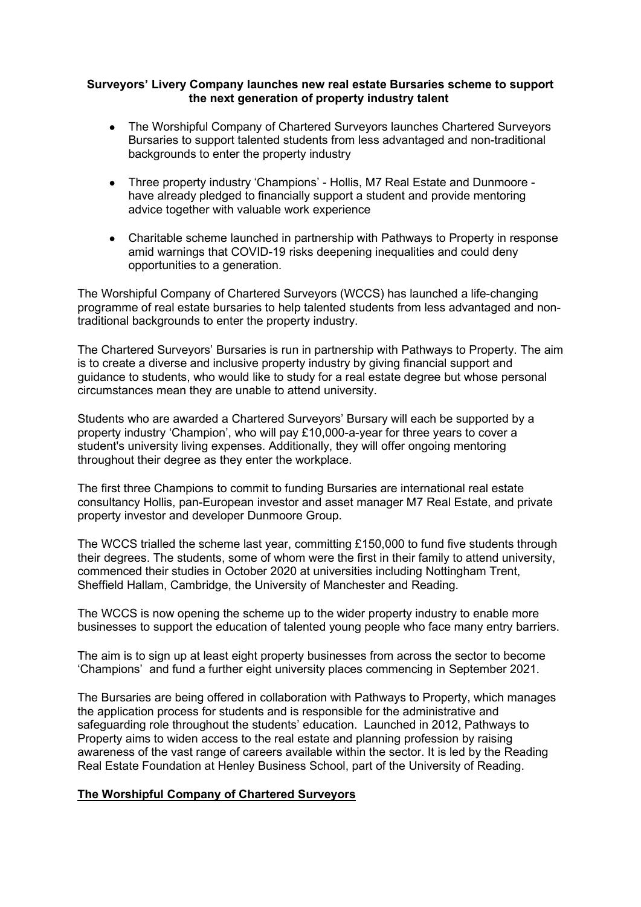**Surveyors' Livery Company launches new real estate Bursaries scheme to support the next generation of property industry talent**

- The Worshipful Company of Chartered Surveyors launches Chartered Surveyors Bursaries to support talented students from less advantaged and non-traditional backgrounds to enter the property industry
- Three property industry 'Champions' - Hollis, M7 Real Estate and Dunmoore - have already pledged to financially support a student and provide mentoring advice together with valuable work experience
- Charitable scheme launched in partnership with Pathways to Property in response amid warnings that COVID-19 risks deepening inequalities and could deny opportunities to a generation.

The Worshipful Company of Chartered Surveyors (WCCS) has launched a life-changing programme of real estate bursaries to help talented students from less advantaged and non-traditional backgrounds to enter the property industry.

The Chartered Surveyors' Bursaries is run in partnership with Pathways to Property. The aim is to create a diverse and inclusive property industry by giving financial support and guidance to students, who would like to study for a real estate degree but whose personal circumstances mean they are unable to attend university.

Students who are awarded a Chartered Surveyors' Bursary will each be supported by a property industry 'Champion', who will pay £10,000-a-year for three years to cover a student's university living expenses. Additionally, they will offer ongoing mentoring throughout their degree as they enter the workplace.

The first three Champions to commit to funding Bursaries are international real estate consultancy Hollis, pan-European investor and asset manager M7 Real Estate, and private property investor and developer Dunmoore Group.

The WCCS trialled the scheme last year, committing £150,000 to fund five students through their degrees. The students, some of whom were the first in their family to attend university, commenced their studies in October 2020 at universities including Nottingham Trent, Sheffield Hallam, Cambridge, the University of Manchester and Reading.

The WCCS is now opening the scheme up to the wider property industry to enable more businesses to support the education of talented young people who face many entry barriers.

The aim is to sign up at least eight property businesses from across the sector to become 'Champions' and fund a further eight university places commencing in September 2021.

The Bursaries are being offered in collaboration with Pathways to Property, which manages the application process for students and is responsible for the administrative and safeguarding role throughout the students' education. Launched in 2012, Pathways to Property aims to widen access to the real estate and planning profession by raising awareness of the vast range of careers available within the sector. It is led by the Reading Real Estate Foundation at Henley Business School, part of the University of Reading.

## The Worshipful Company of Chartered Surveyors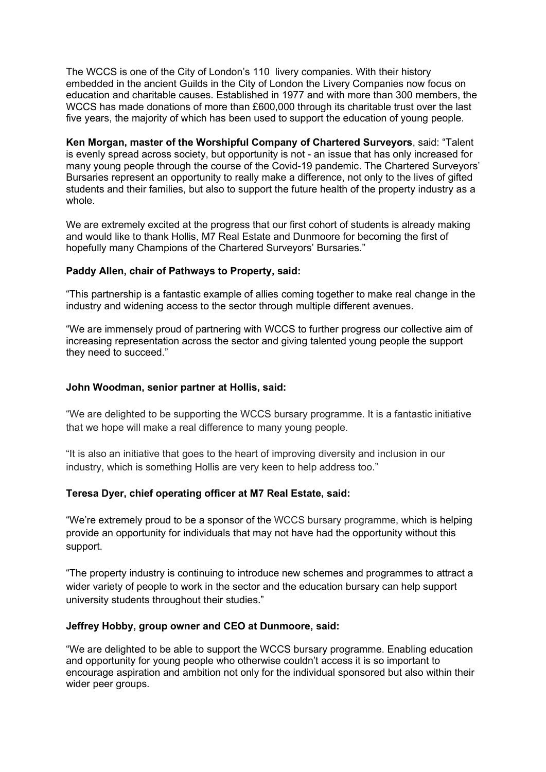The WCCS is one of the City of London's 110 livery companies. With their history embedded in the ancient Guilds in the City of London the Livery Companies now focus on education and charitable causes. Established in 1977 and with more than 300 members, the WCCS has made donations of more than £600,000 through its charitable trust over the last five years, the majority of which has been used to support the education of young people.

**Ken Morgan, master of the Worshipful Company of Chartered Surveyors**, said: "Talent is evenly spread across society, but opportunity is not - an issue that has only increased for many young people through the course of the Covid-19 pandemic. The Chartered Surveyors' Bursaries represent an opportunity to really make a difference, not only to the lives of gifted students and their families, but also to support the future health of the property industry as a whole.

We are extremely excited at the progress that our first cohort of students is already making and would like to thank Hollis, M7 Real Estate and Dunmoore for becoming the first of hopefully many Champions of the Chartered Surveyors' Bursaries."

**Paddy Allen, chair of Pathways to Property, said:**

"This partnership is a fantastic example of allies coming together to make real change in the industry and widening access to the sector through multiple different avenues.

"We are immensely proud of partnering with WCCS to further progress our collective aim of increasing representation across the sector and giving talented young people the support they need to succeed."

**John Woodman, senior partner at Hollis, said:**

"We are delighted to be supporting the WCCS bursary programme. It is a fantastic initiative that we hope will make a real difference to many young people.

"It is also an initiative that goes to the heart of improving diversity and inclusion in our industry, which is something Hollis are very keen to help address too."

**Teresa Dyer, chief operating officer at M7 Real Estate, said:**

"We're extremely proud to be a sponsor of the WCCS bursary programme, which is helping provide an opportunity for individuals that may not have had the opportunity without this support.

"The property industry is continuing to introduce new schemes and programmes to attract a wider variety of people to work in the sector and the education bursary can help support university students throughout their studies."

**Jeffrey Hobby, group owner and CEO at Dunmoore, said:**

"We are delighted to be able to support the WCCS bursary programme. Enabling education and opportunity for young people who otherwise couldn't access it is so important to encourage aspiration and ambition not only for the individual sponsored but also within their wider peer groups.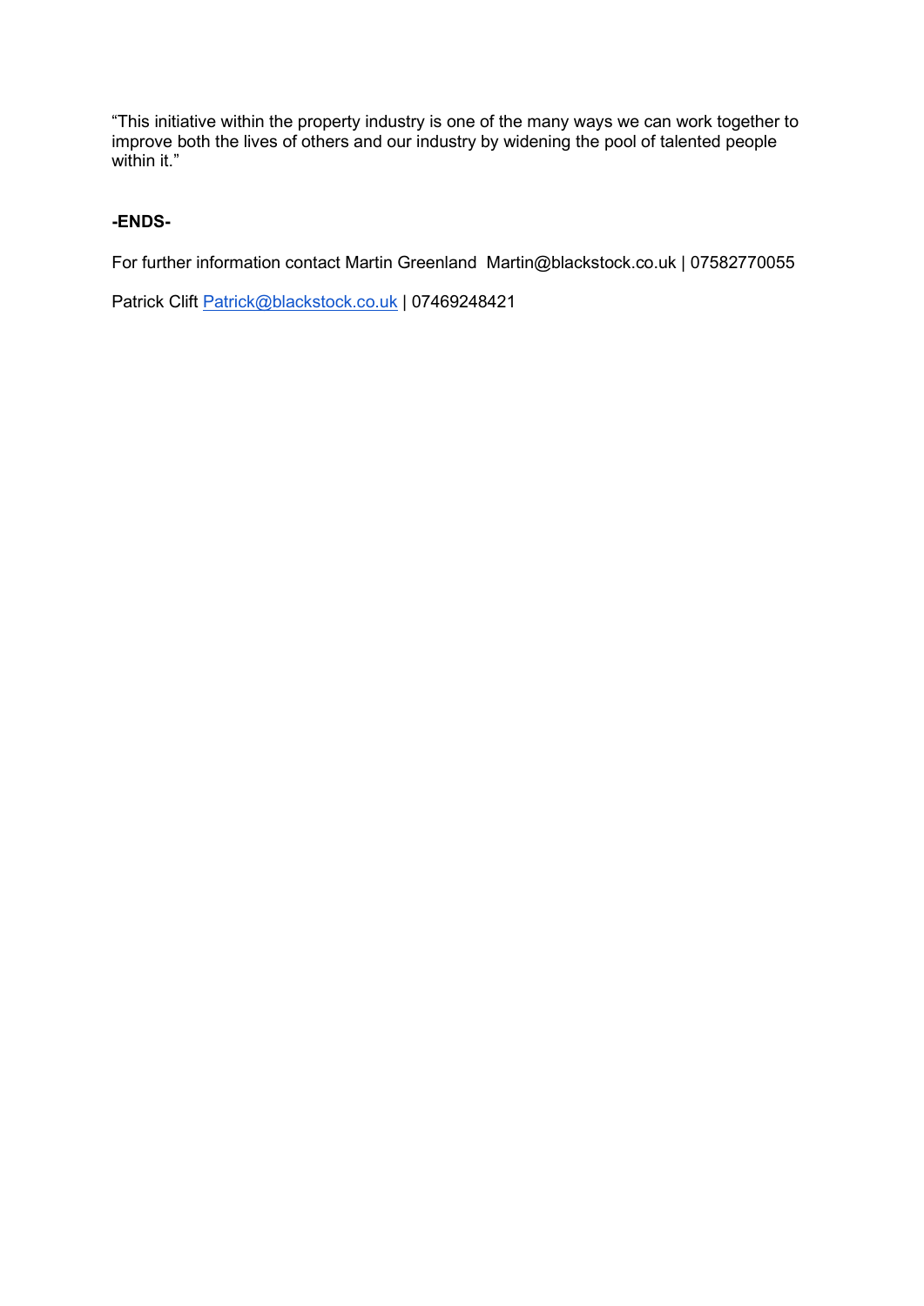"This initiative within the property industry is one of the many ways we can work together to improve both the lives of others and our industry by widening the pool of talented people within it."

**-ENDS-**

For further information contact Martin Greenland Martin@blackstock.co.uk | 07582770055

Patrick Clift Patrick@blackstock.co.uk | 07469248421